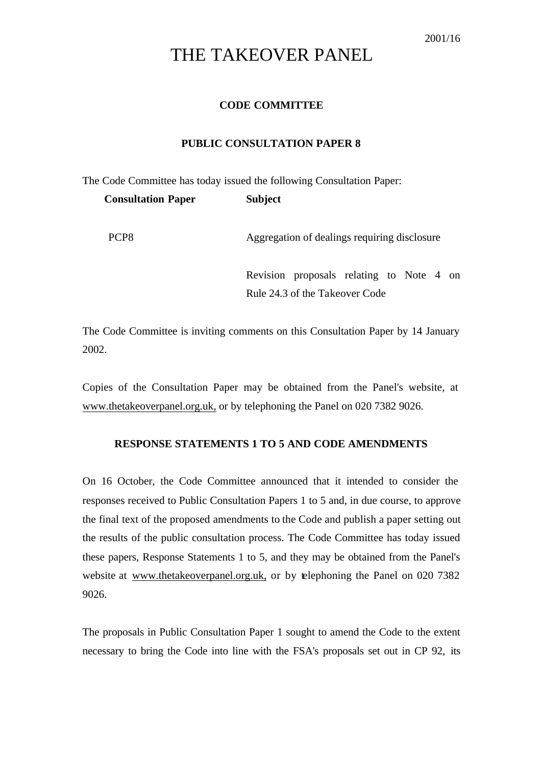2001/16

# THE TAKEOVER PANEL

## CODE COMMITTEE

## PUBLIC CONSULTATION PAPER 8

The Code Committee has today issued the following Consultation Paper:

| Consultation Paper | Subject |
|---|---|
| PCP8 | Aggregation of dealings requiring disclosure<br><br>Revision proposals relating to Note 4 on Rule 24.3 of the Takeover Code |

The Code Committee is inviting comments on this Consultation Paper by 14 January 2002.

Copies of the Consultation Paper may be obtained from the Panel's website, at www.thetakeoverpanel.org.uk, or by telephoning the Panel on 020 7382 9026.

## RESPONSE STATEMENTS 1 TO 5 AND CODE AMENDMENTS

On 16 October, the Code Committee announced that it intended to consider the responses received to Public Consultation Papers 1 to 5 and, in due course, to approve the final text of the proposed amendments to the Code and publish a paper setting out the results of the public consultation process. The Code Committee has today issued these papers, Response Statements 1 to 5, and they may be obtained from the Panel's website at www.thetakeoverpanel.org.uk, or by telephoning the Panel on 020 7382 9026.

The proposals in Public Consultation Paper 1 sought to amend the Code to the extent necessary to bring the Code into line with the FSA's proposals set out in CP 92, its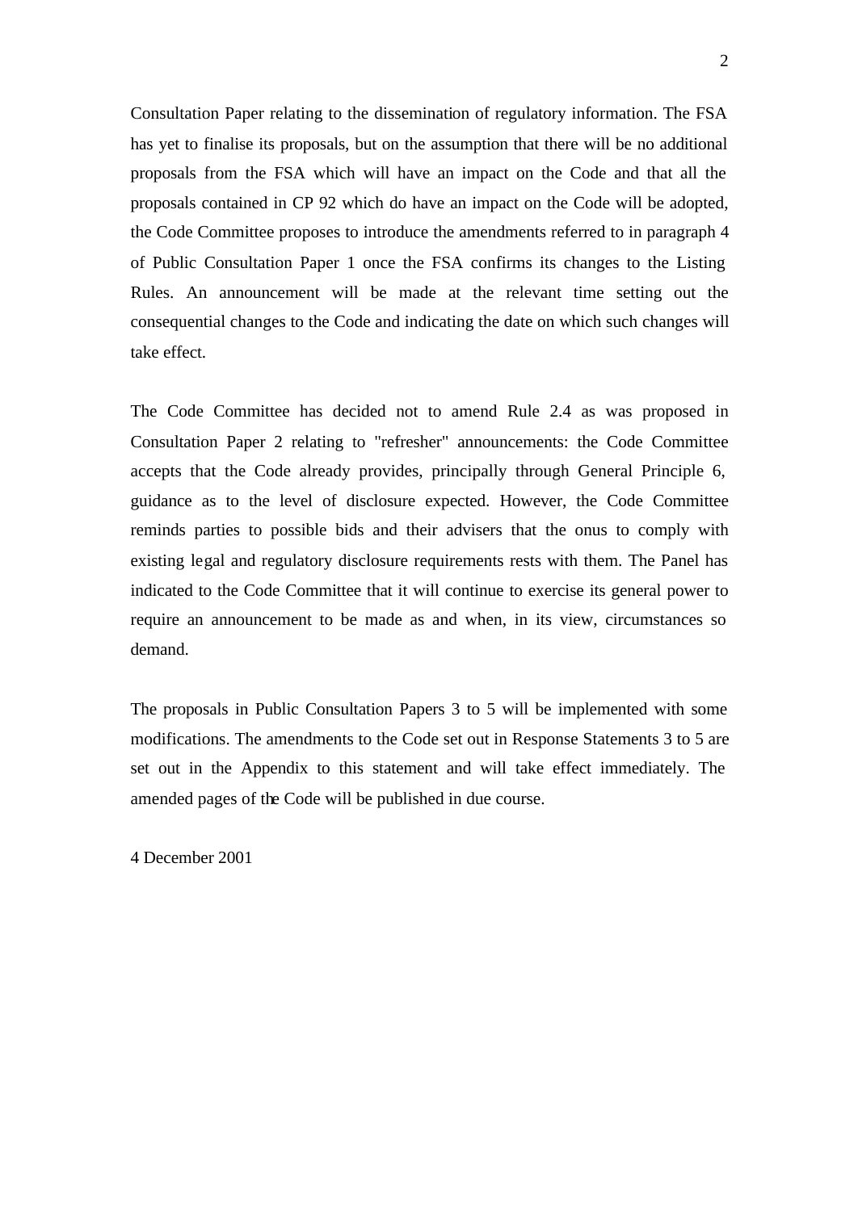Consultation Paper relating to the dissemination of regulatory information. The FSA has yet to finalise its proposals, but on the assumption that there will be no additional proposals from the FSA which will have an impact on the Code and that all the proposals contained in CP 92 which do have an impact on the Code will be adopted, the Code Committee proposes to introduce the amendments referred to in paragraph 4 of Public Consultation Paper 1 once the FSA confirms its changes to the Listing Rules. An announcement will be made at the relevant time setting out the consequential changes to the Code and indicating the date on which such changes will take effect.

The Code Committee has decided not to amend Rule 2.4 as was proposed in Consultation Paper 2 relating to "refresher" announcements: the Code Committee accepts that the Code already provides, principally through General Principle 6, guidance as to the level of disclosure expected. However, the Code Committee reminds parties to possible bids and their advisers that the onus to comply with existing legal and regulatory disclosure requirements rests with them. The Panel has indicated to the Code Committee that it will continue to exercise its general power to require an announcement to be made as and when, in its view, circumstances so demand.

The proposals in Public Consultation Papers 3 to 5 will be implemented with some modifications. The amendments to the Code set out in Response Statements 3 to 5 are set out in the Appendix to this statement and will take effect immediately. The amended pages of the Code will be published in due course.

4 December 2001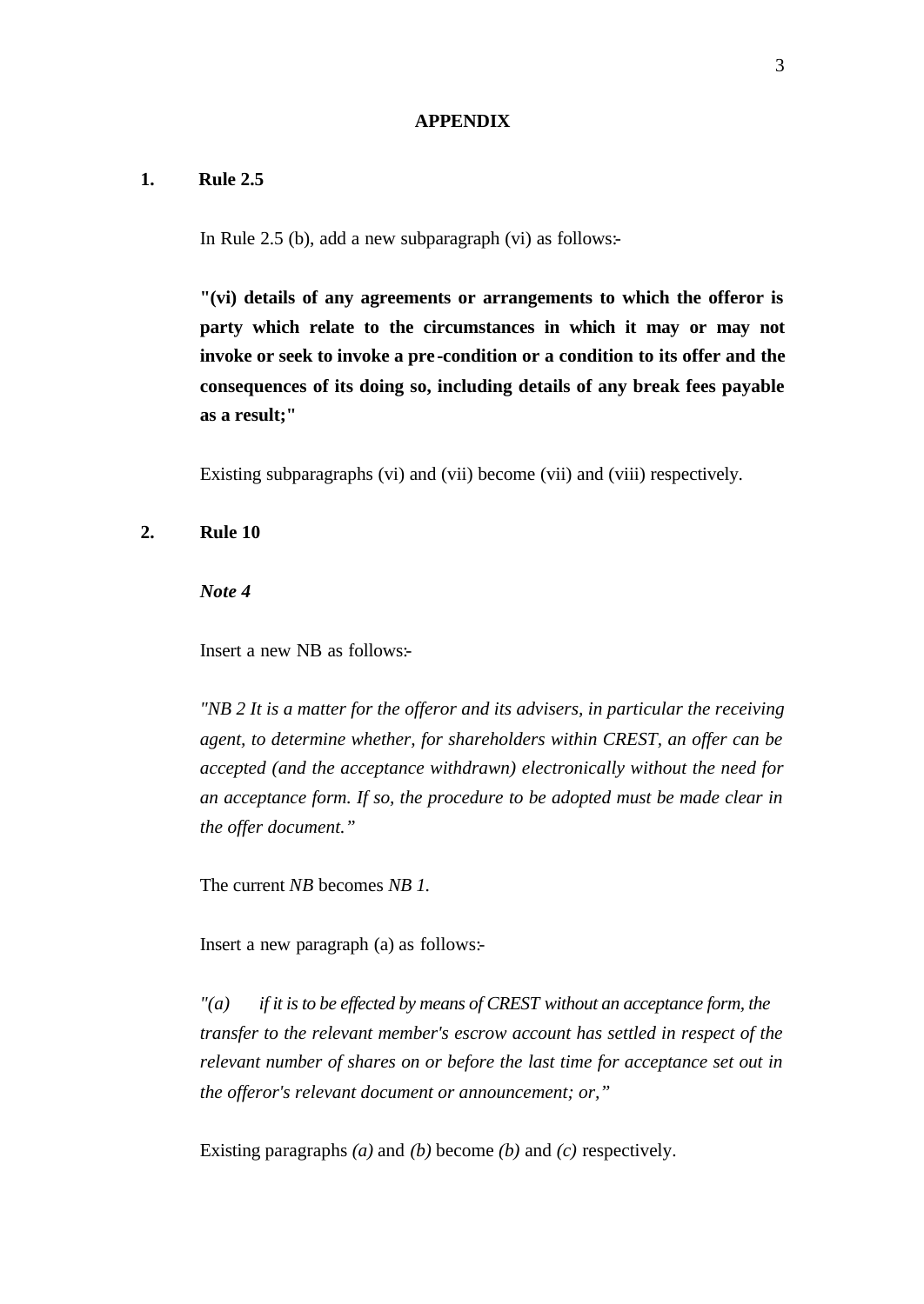## APPENDIX

### 1. Rule 2.5

In Rule 2.5 (b), add a new subparagraph (vi) as follows:-

**"(vi) details of any agreements or arrangements to which the offeror is party which relate to the circumstances in which it may or may not invoke or seek to invoke a pre-condition or a condition to its offer and the consequences of its doing so, including details of any break fees payable as a result;"**

Existing subparagraphs (vi) and (vii) become (vii) and (viii) respectively.

### 2. Rule 10

***Note 4***

Insert a new NB as follows:-

*"NB 2 It is a matter for the offeror and its advisers, in particular the receiving agent, to determine whether, for shareholders within CREST, an offer can be accepted (and the acceptance withdrawn) electronically without the need for an acceptance form. If so, the procedure to be adopted must be made clear in the offer document."*

The current *NB* becomes *NB 1.*

Insert a new paragraph (a) as follows:-

*"(a) if it is to be effected by means of CREST without an acceptance form, the transfer to the relevant member's escrow account has settled in respect of the relevant number of shares on or before the last time for acceptance set out in the offeror's relevant document or announcement; or,"*

Existing paragraphs *(a)* and *(b)* become *(b)* and *(c)* respectively.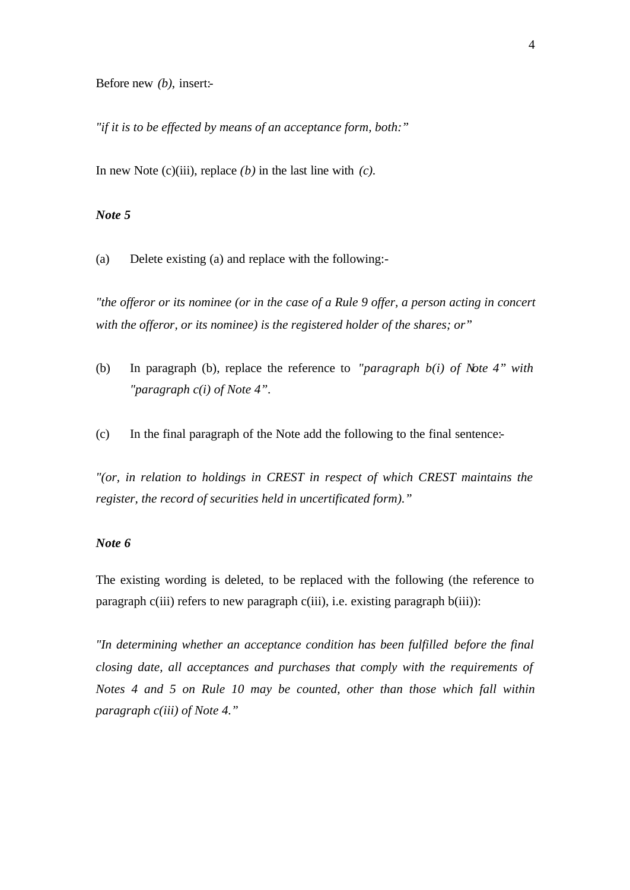Before new *(b)*, insert:-

*"if it is to be effected by means of an acceptance form, both:"*

In new Note (c)(iii), replace *(b)* in the last line with *(c)*.

***Note 5***

(a) Delete existing (a) and replace with the following:-

*"the offeror or its nominee (or in the case of a Rule 9 offer, a person acting in concert with the offeror, or its nominee) is the registered holder of the shares; or"*

(b) In paragraph (b), replace the reference to *"paragraph b(i) of Note 4" with "paragraph c(i) of Note 4"*.

(c) In the final paragraph of the Note add the following to the final sentence:-

*"(or, in relation to holdings in CREST in respect of which CREST maintains the register, the record of securities held in uncertificated form)."*

***Note 6***

The existing wording is deleted, to be replaced with the following (the reference to paragraph c(iii) refers to new paragraph c(iii), i.e. existing paragraph b(iii)):

*"In determining whether an acceptance condition has been fulfilled before the final closing date, all acceptances and purchases that comply with the requirements of Notes 4 and 5 on Rule 10 may be counted, other than those which fall within paragraph c(iii) of Note 4."*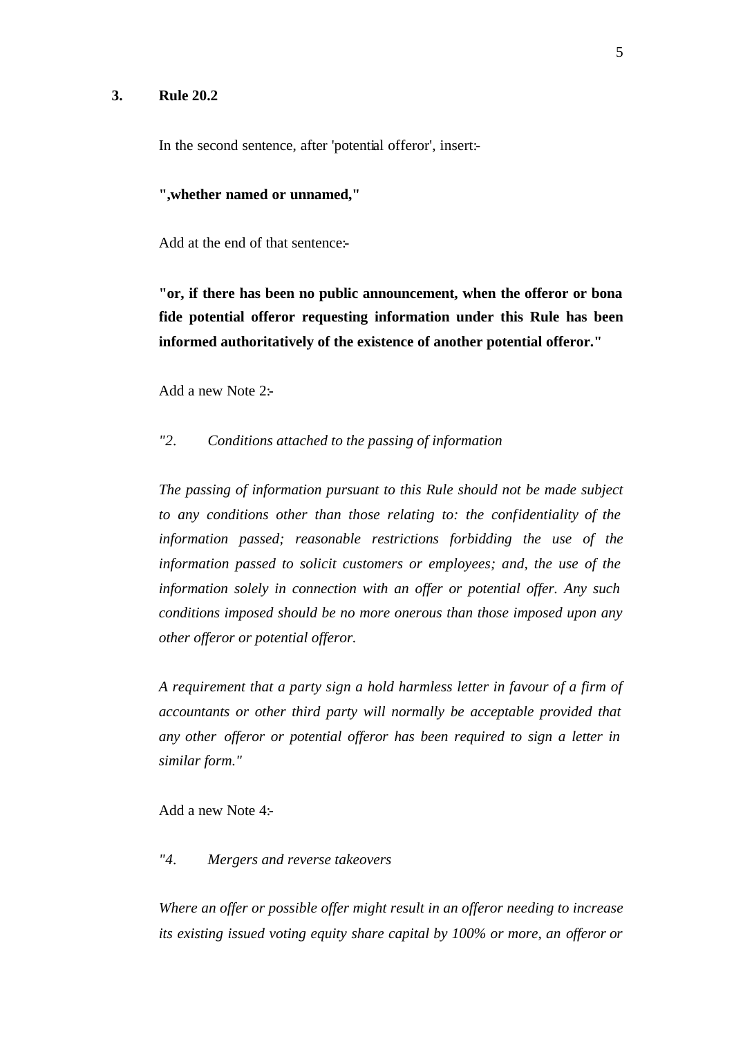**3. Rule 20.2**

In the second sentence, after 'potential offeror', insert:-

**",whether named or unnamed,"**

Add at the end of that sentence:-

**"or, if there has been no public announcement, when the offeror or bona fide potential offeror requesting information under this Rule has been informed authoritatively of the existence of another potential offeror."**

Add a new Note 2:-

*"2. Conditions attached to the passing of information*

*The passing of information pursuant to this Rule should not be made subject to any conditions other than those relating to: the confidentiality of the information passed; reasonable restrictions forbidding the use of the information passed to solicit customers or employees; and, the use of the information solely in connection with an offer or potential offer. Any such conditions imposed should be no more onerous than those imposed upon any other offeror or potential offeror.*

*A requirement that a party sign a hold harmless letter in favour of a firm of accountants or other third party will normally be acceptable provided that any other offeror or potential offeror has been required to sign a letter in similar form."*

Add a new Note 4:-

*"4. Mergers and reverse takeovers*

*Where an offer or possible offer might result in an offeror needing to increase its existing issued voting equity share capital by 100% or more, an offeror or*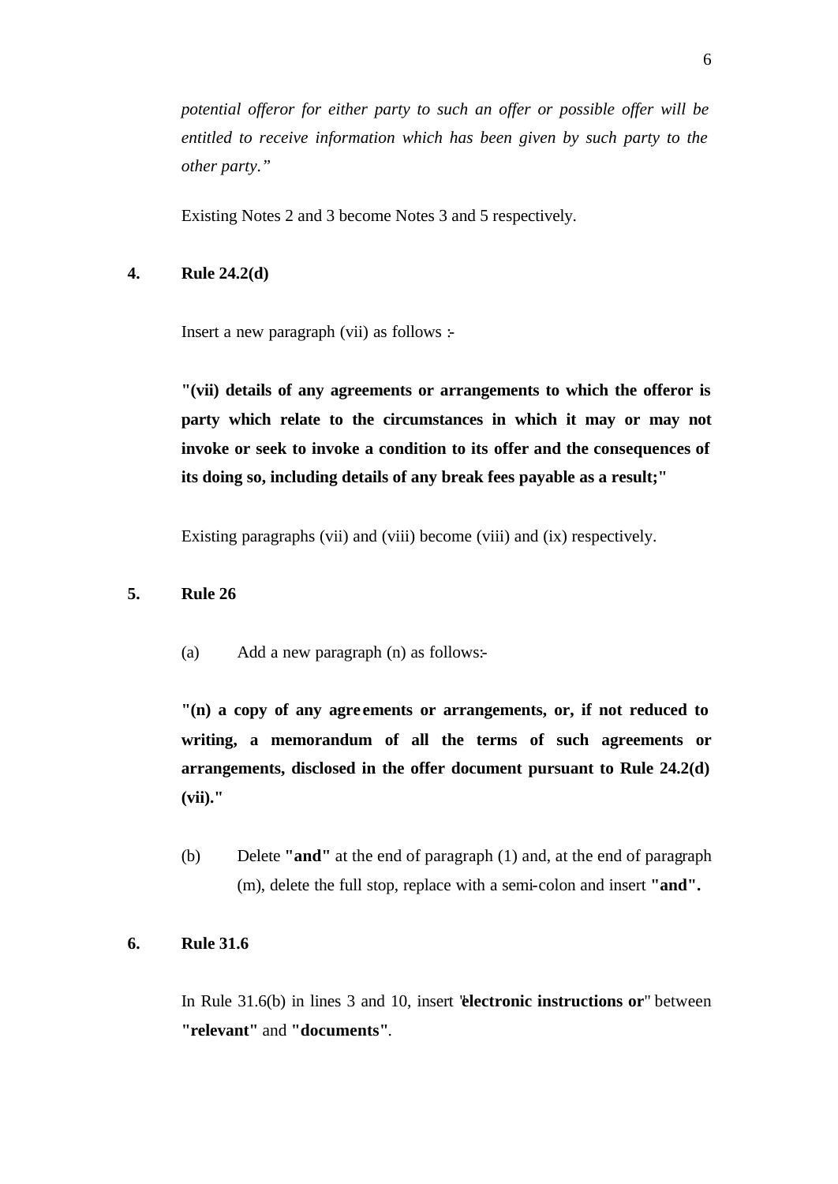*potential offeror for either party to such an offer or possible offer will be entitled to receive information which has been given by such party to the other party."*

Existing Notes 2 and 3 become Notes 3 and 5 respectively.

**4. Rule 24.2(d)**

Insert a new paragraph (vii) as follows :-

**"(vii) details of any agreements or arrangements to which the offeror is party which relate to the circumstances in which it may or may not invoke or seek to invoke a condition to its offer and the consequences of its doing so, including details of any break fees payable as a result;"**

Existing paragraphs (vii) and (viii) become (viii) and (ix) respectively.

**5. Rule 26**

(a) Add a new paragraph (n) as follows:-

**"(n) a copy of any agreements or arrangements, or, if not reduced to writing, a memorandum of all the terms of such agreements or arrangements, disclosed in the offer document pursuant to Rule 24.2(d)(vii)."**

(b) Delete **"and"** at the end of paragraph (1) and, at the end of paragraph (m), delete the full stop, replace with a semi-colon and insert **"and".**

**6. Rule 31.6**

In Rule 31.6(b) in lines 3 and 10, insert "**electronic instructions or**" between **"relevant"** and **"documents"**.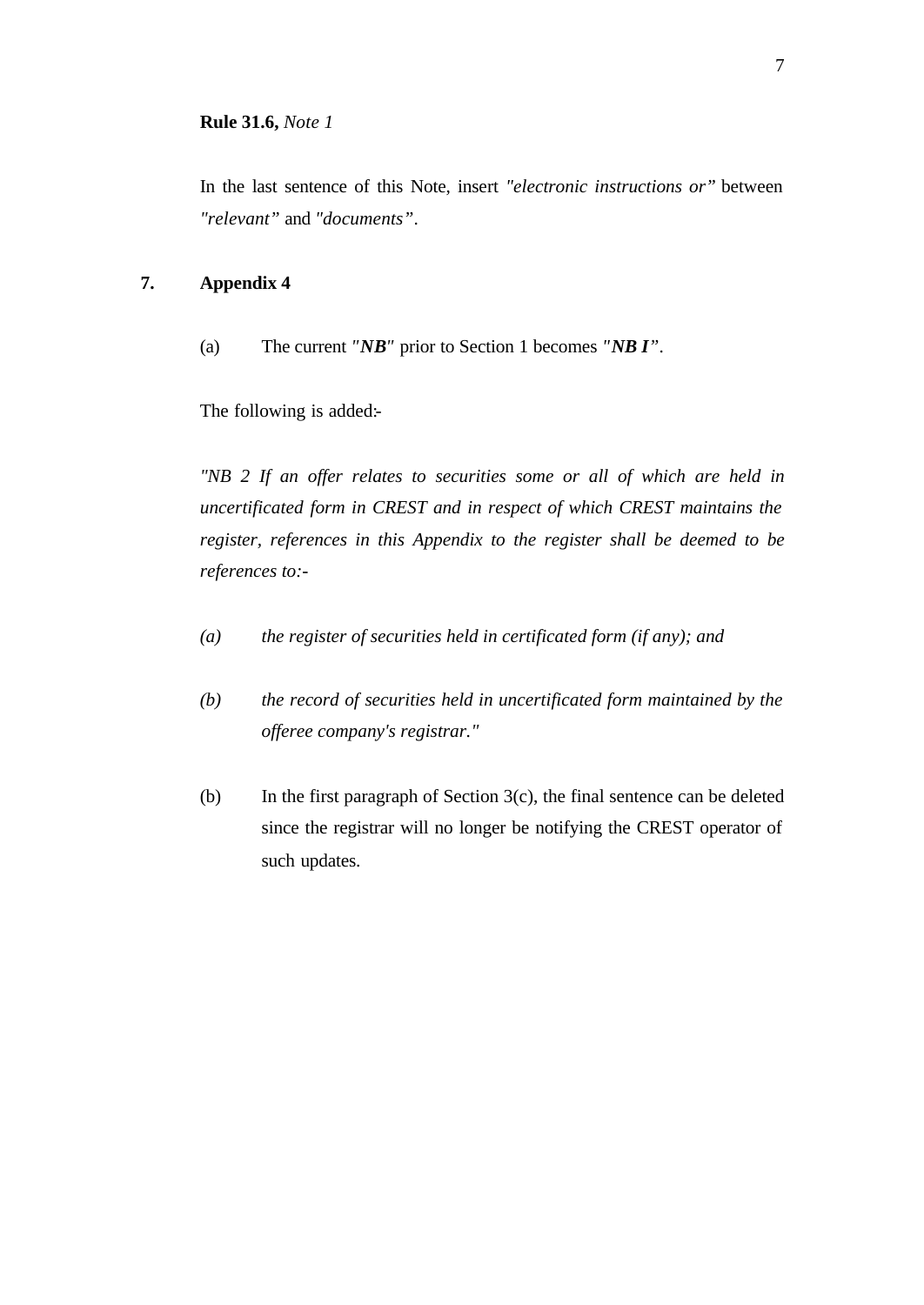**Rule 31.6,** *Note 1*

In the last sentence of this Note, insert *"electronic instructions or"* between *"relevant"* and *"documents"*.

## 7. Appendix 4

(a) The current *"**NB**"* prior to Section 1 becomes *"**NB I**"*.

The following is added:-

*"NB 2 If an offer relates to securities some or all of which are held in uncertificated form in CREST and in respect of which CREST maintains the register, references in this Appendix to the register shall be deemed to be references to:-*

*(a) the register of securities held in certificated form (if any); and*

*(b) the record of securities held in uncertificated form maintained by the offeree company's registrar."*

(b) In the first paragraph of Section 3(c), the final sentence can be deleted since the registrar will no longer be notifying the CREST operator of such updates.